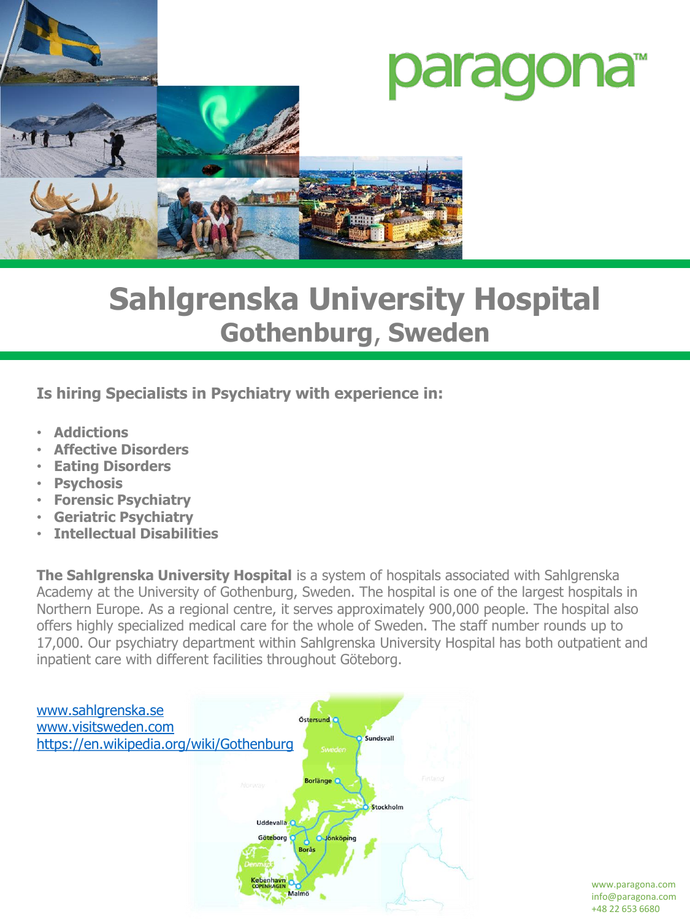paragona™

# Sahlgrenska University Hospital
## Gothenburg, Sweden

**Is hiring Specialists in Psychiatry with experience in:**

- **Addictions**
- **Affective Disorders**
- **Eating Disorders**
- **Psychosis**
- **Forensic Psychiatry**
- **Geriatric Psychiatry**
- **Intellectual Disabilities**

**The Sahlgrenska University Hospital** is a system of hospitals associated with Sahlgrenska Academy at the University of Gothenburg, Sweden. The hospital is one of the largest hospitals in Northern Europe. As a regional centre, it serves approximately 900,000 people. The hospital also offers highly specialized medical care for the whole of Sweden. The staff number rounds up to 17,000. Our psychiatry department within Sahlgrenska University Hospital has both outpatient and inpatient care with different facilities throughout Göteborg.

www.sahlgrenska.se
www.visitsweden.com
https://en.wikipedia.org/wiki/Gothenburg

www.paragona.com
info@paragona.com
+48 22 653 6680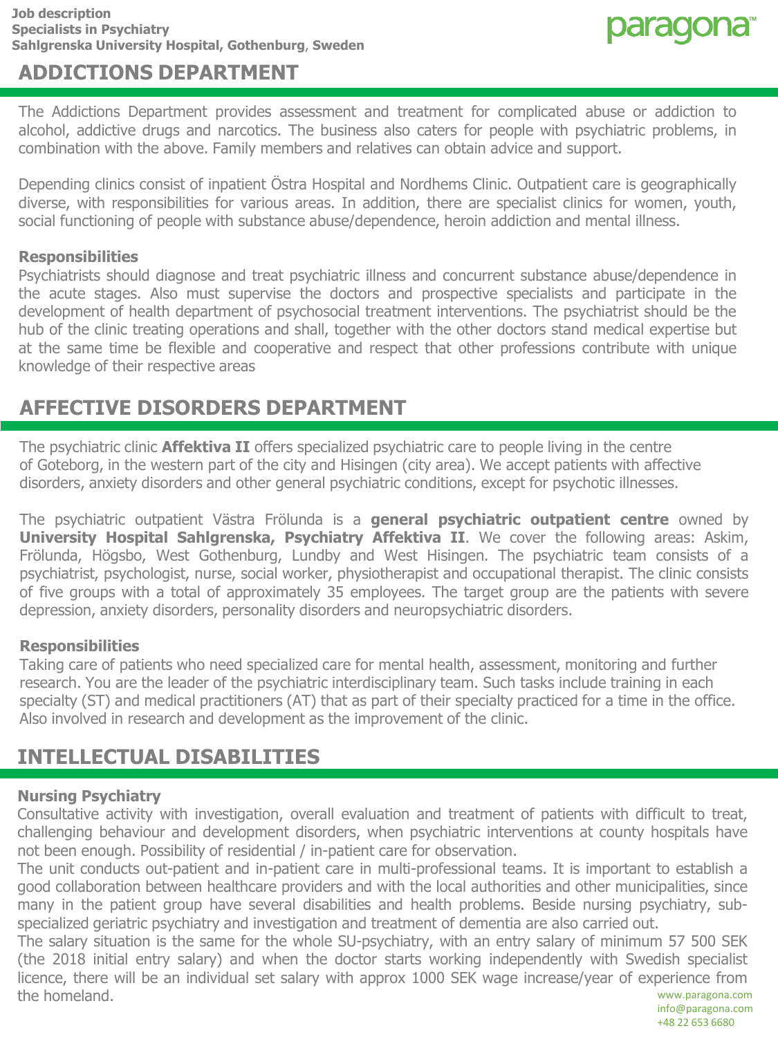## ADDICTIONS DEPARTMENT

The Addictions Department provides assessment and treatment for complicated abuse or addiction to alcohol, addictive drugs and narcotics. The business also caters for people with psychiatric problems, in combination with the above. Family members and relatives can obtain advice and support.

Depending clinics consist of inpatient Östra Hospital and Nordhems Clinic. Outpatient care is geographically diverse, with responsibilities for various areas. In addition, there are specialist clinics for women, youth, social functioning of people with substance abuse/dependence, heroin addiction and mental illness.

**Responsibilities**

Psychiatrists should diagnose and treat psychiatric illness and concurrent substance abuse/dependence in the acute stages. Also must supervise the doctors and prospective specialists and participate in the development of health department of psychosocial treatment interventions. The psychiatrist should be the hub of the clinic treating operations and shall, together with the other doctors stand medical expertise but at the same time be flexible and cooperative and respect that other professions contribute with unique knowledge of their respective areas

## AFFECTIVE DISORDERS DEPARTMENT

The psychiatric clinic **Affektiva II** offers specialized psychiatric care to people living in the centre of Goteborg, in the western part of the city and Hisingen (city area). We accept patients with affective disorders, anxiety disorders and other general psychiatric conditions, except for psychotic illnesses.

The psychiatric outpatient Västra Frölunda is a **general psychiatric outpatient centre** owned by **University Hospital Sahlgrenska, Psychiatry Affektiva II**. We cover the following areas: Askim, Frölunda, Högsbo, West Gothenburg, Lundby and West Hisingen. The psychiatric team consists of a psychiatrist, psychologist, nurse, social worker, physiotherapist and occupational therapist. The clinic consists of five groups with a total of approximately 35 employees. The target group are the patients with severe depression, anxiety disorders, personality disorders and neuropsychiatric disorders.

**Responsibilities**

Taking care of patients who need specialized care for mental health, assessment, monitoring and further research. You are the leader of the psychiatric interdisciplinary team. Such tasks include training in each specialty (ST) and medical practitioners (AT) that as part of their specialty practiced for a time in the office. Also involved in research and development as the improvement of the clinic.

## INTELLECTUAL DISABILITIES

**Nursing Psychiatry**

Consultative activity with investigation, overall evaluation and treatment of patients with difficult to treat, challenging behaviour and development disorders, when psychiatric interventions at county hospitals have not been enough. Possibility of residential / in-patient care for observation.

The unit conducts out-patient and in-patient care in multi-professional teams. It is important to establish a good collaboration between healthcare providers and with the local authorities and other municipalities, since many in the patient group have several disabilities and health problems. Beside nursing psychiatry, sub-specialized geriatric psychiatry and investigation and treatment of dementia are also carried out.

The salary situation is the same for the whole SU-psychiatry, with an entry salary of minimum 57 500 SEK (the 2018 initial entry salary) and when the doctor starts working independently with Swedish specialist licence, there will be an individual set salary with approx 1000 SEK wage increase/year of experience from the homeland.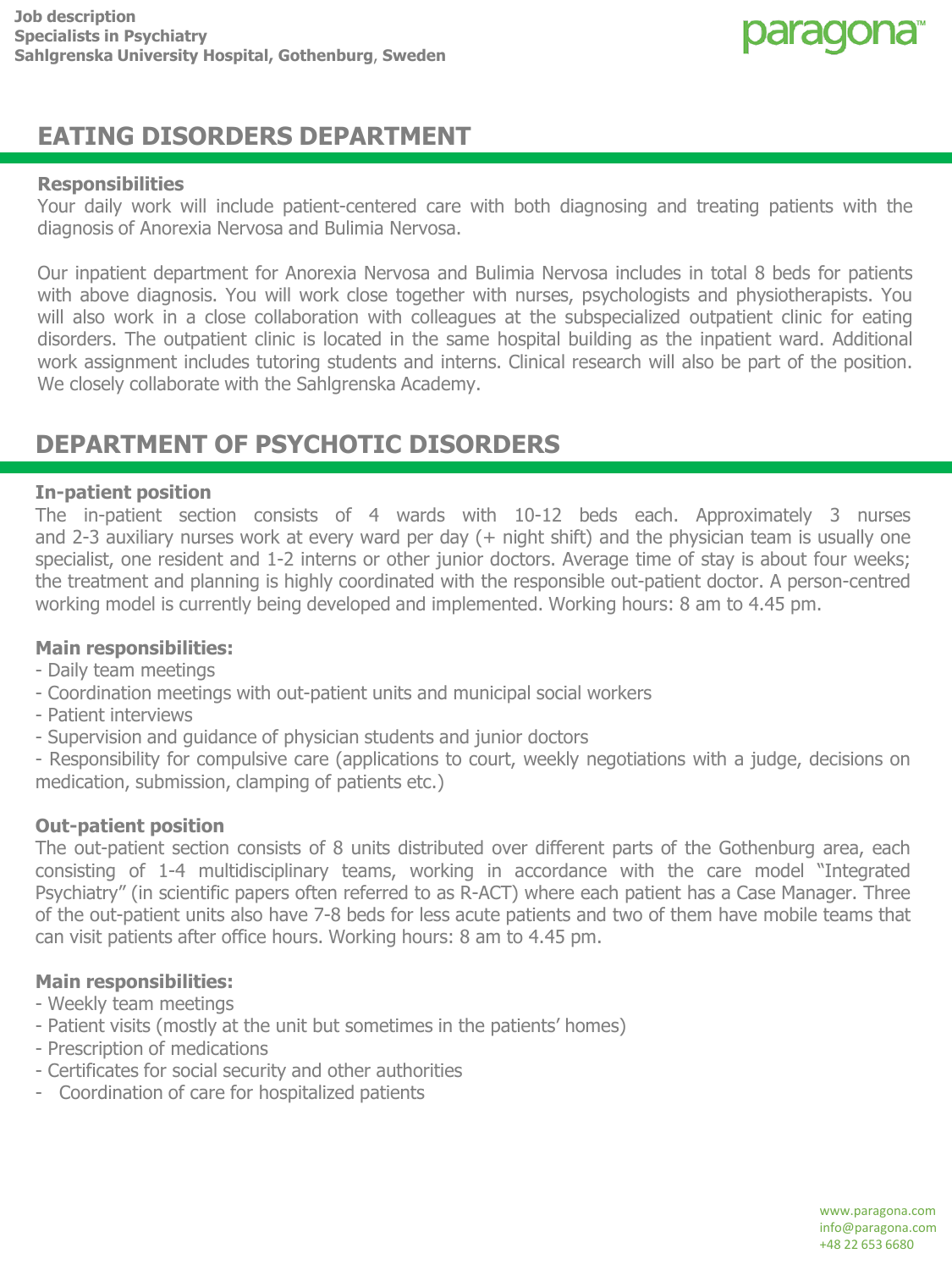## EATING DISORDERS DEPARTMENT

**Responsibilities**

Your daily work will include patient-centered care with both diagnosing and treating patients with the diagnosis of Anorexia Nervosa and Bulimia Nervosa.

Our inpatient department for Anorexia Nervosa and Bulimia Nervosa includes in total 8 beds for patients with above diagnosis. You will work close together with nurses, psychologists and physiotherapists. You will also work in a close collaboration with colleagues at the subspecialized outpatient clinic for eating disorders. The outpatient clinic is located in the same hospital building as the inpatient ward. Additional work assignment includes tutoring students and interns. Clinical research will also be part of the position. We closely collaborate with the Sahlgrenska Academy.

## DEPARTMENT OF PSYCHOTIC DISORDERS

**In-patient position**

The in-patient section consists of 4 wards with 10-12 beds each. Approximately 3 nurses and 2-3 auxiliary nurses work at every ward per day (+ night shift) and the physician team is usually one specialist, one resident and 1-2 interns or other junior doctors. Average time of stay is about four weeks; the treatment and planning is highly coordinated with the responsible out-patient doctor. A person-centred working model is currently being developed and implemented. Working hours: 8 am to 4.45 pm.

**Main responsibilities:**

- Daily team meetings
- Coordination meetings with out-patient units and municipal social workers
- Patient interviews
- Supervision and guidance of physician students and junior doctors
- Responsibility for compulsive care (applications to court, weekly negotiations with a judge, decisions on medication, submission, clamping of patients etc.)

**Out-patient position**

The out-patient section consists of 8 units distributed over different parts of the Gothenburg area, each consisting of 1-4 multidisciplinary teams, working in accordance with the care model "Integrated Psychiatry" (in scientific papers often referred to as R-ACT) where each patient has a Case Manager. Three of the out-patient units also have 7-8 beds for less acute patients and two of them have mobile teams that can visit patients after office hours. Working hours: 8 am to 4.45 pm.

**Main responsibilities:**

- Weekly team meetings
- Patient visits (mostly at the unit but sometimes in the patients' homes)
- Prescription of medications
- Certificates for social security and other authorities
- Coordination of care for hospitalized patients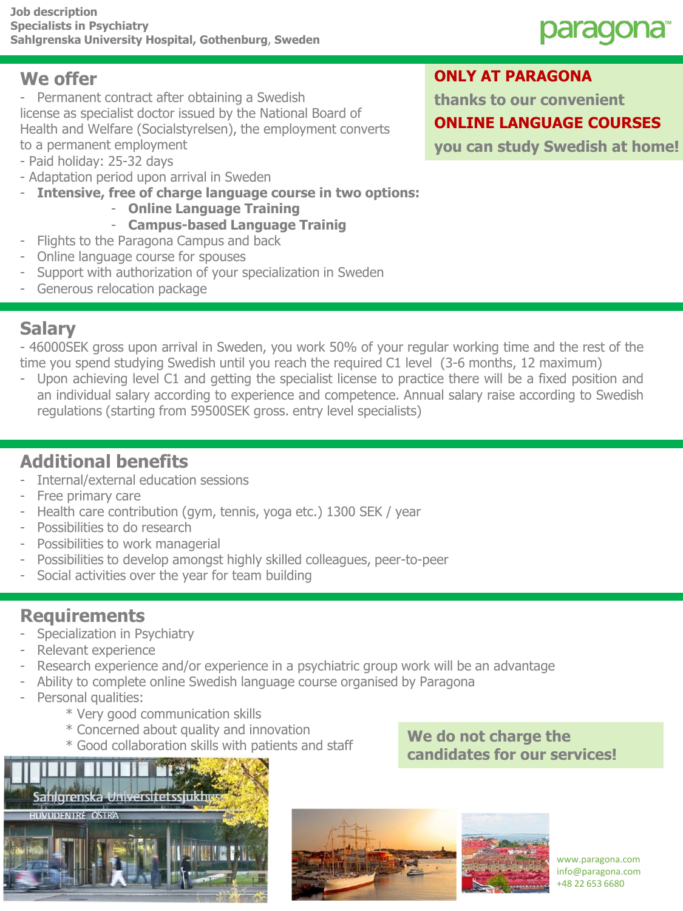**Job description**
**Specialists in Psychiatry**
**Sahlgrenska University Hospital, Gothenburg, Sweden**

paragona™

## We offer

- Permanent contract after obtaining a Swedish license as specialist doctor issued by the National Board of Health and Welfare (Socialstyrelsen), the employment converts to a permanent employment
- Paid holiday: 25-32 days
- Adaptation period upon arrival in Sweden
- **Intensive, free of charge language course in two options:**
  - **Online Language Training**
  - **Campus-based Language Trainig**
- Flights to the Paragona Campus and back
- Online language course for spouses
- Support with authorization of your specialization in Sweden
- Generous relocation package

**ONLY AT PARAGONA**
**thanks to our convenient**
**ONLINE LANGUAGE COURSES**
**you can study Swedish at home!**

## Salary

- 46000SEK gross upon arrival in Sweden, you work 50% of your regular working time and the rest of the time you spend studying Swedish until you reach the required C1 level (3-6 months, 12 maximum)
- Upon achieving level C1 and getting the specialist license to practice there will be a fixed position and an individual salary according to experience and competence. Annual salary raise according to Swedish regulations (starting from 59500SEK gross. entry level specialists)

## Additional benefits

- Internal/external education sessions
- Free primary care
- Health care contribution (gym, tennis, yoga etc.) 1300 SEK / year
- Possibilities to do research
- Possibilities to work managerial
- Possibilities to develop amongst highly skilled colleagues, peer-to-peer
- Social activities over the year for team building

## Requirements

- Specialization in Psychiatry
- Relevant experience
- Research experience and/or experience in a psychiatric group work will be an advantage
- Ability to complete online Swedish language course organised by Paragona
- Personal qualities:
  * Very good communication skills
  * Concerned about quality and innovation
  * Good collaboration skills with patients and staff

**We do not charge the candidates for our services!**

www.paragona.com
info@paragona.com
+48 22 653 6680